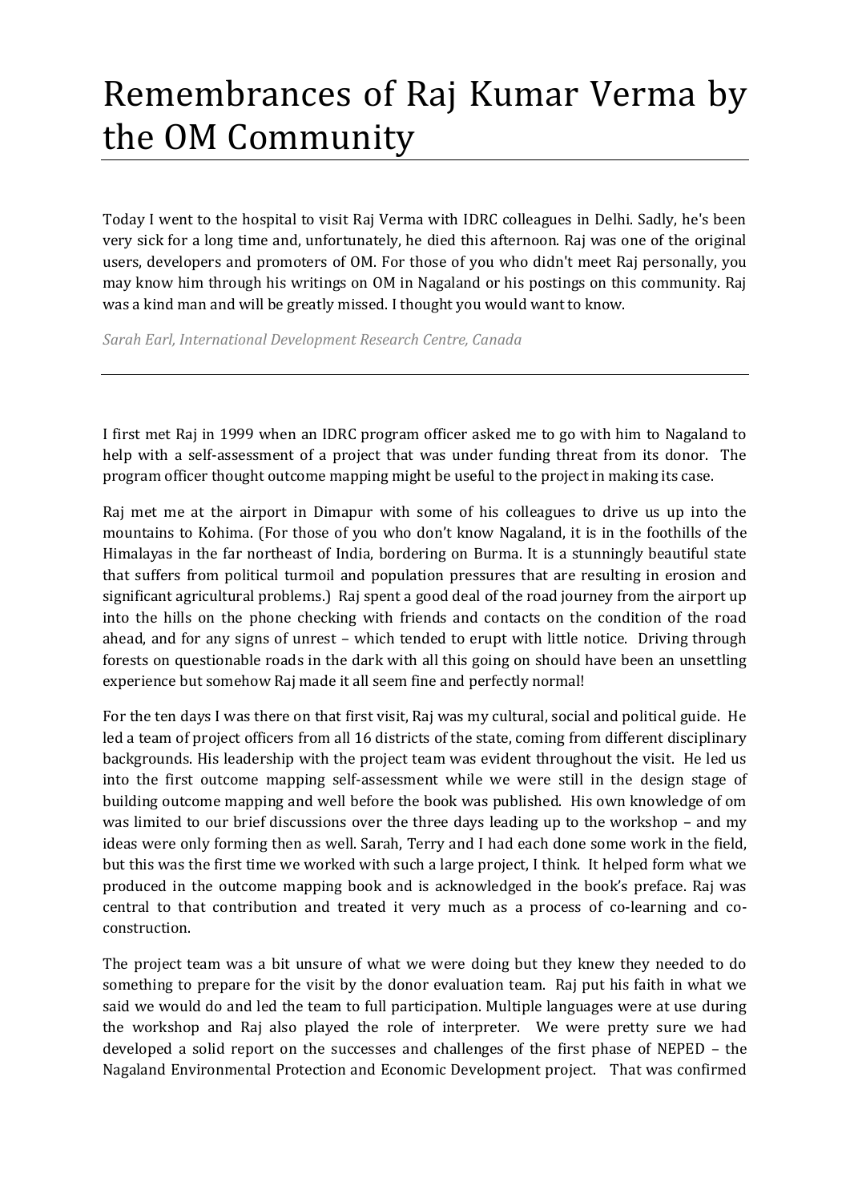# Remembrances of Raj Kumar Verma by the OM Community

Today I went to the hospital to visit Raj Verma with IDRC colleagues in Delhi. Sadly, he's been very sick for a long time and, unfortunately, he died this afternoon. Raj was one of the original users, developers and promoters of OM. For those of you who didn't meet Raj personally, you may know him through his writings on OM in Nagaland or his postings on this community. Raj was a kind man and will be greatly missed. I thought you would want to know.

*Sarah Earl, International Development Research Centre, Canada*

---

I first met Raj in 1999 when an IDRC program officer asked me to go with him to Nagaland to help with a self-assessment of a project that was under funding threat from its donor. The program officer thought outcome mapping might be useful to the project in making its case.

Raj met me at the airport in Dimapur with some of his colleagues to drive us up into the mountains to Kohima. (For those of you who don't know Nagaland, it is in the foothills of the Himalayas in the far northeast of India, bordering on Burma. It is a stunningly beautiful state that suffers from political turmoil and population pressures that are resulting in erosion and significant agricultural problems.) Raj spent a good deal of the road journey from the airport up into the hills on the phone checking with friends and contacts on the condition of the road ahead, and for any signs of unrest – which tended to erupt with little notice. Driving through forests on questionable roads in the dark with all this going on should have been an unsettling experience but somehow Raj made it all seem fine and perfectly normal!

For the ten days I was there on that first visit, Raj was my cultural, social and political guide. He led a team of project officers from all 16 districts of the state, coming from different disciplinary backgrounds. His leadership with the project team was evident throughout the visit. He led us into the first outcome mapping self-assessment while we were still in the design stage of building outcome mapping and well before the book was published. His own knowledge of om was limited to our brief discussions over the three days leading up to the workshop – and my ideas were only forming then as well. Sarah, Terry and I had each done some work in the field, but this was the first time we worked with such a large project, I think. It helped form what we produced in the outcome mapping book and is acknowledged in the book's preface. Raj was central to that contribution and treated it very much as a process of co-learning and co-construction.

The project team was a bit unsure of what we were doing but they knew they needed to do something to prepare for the visit by the donor evaluation team. Raj put his faith in what we said we would do and led the team to full participation. Multiple languages were at use during the workshop and Raj also played the role of interpreter. We were pretty sure we had developed a solid report on the successes and challenges of the first phase of NEPED – the Nagaland Environmental Protection and Economic Development project. That was confirmed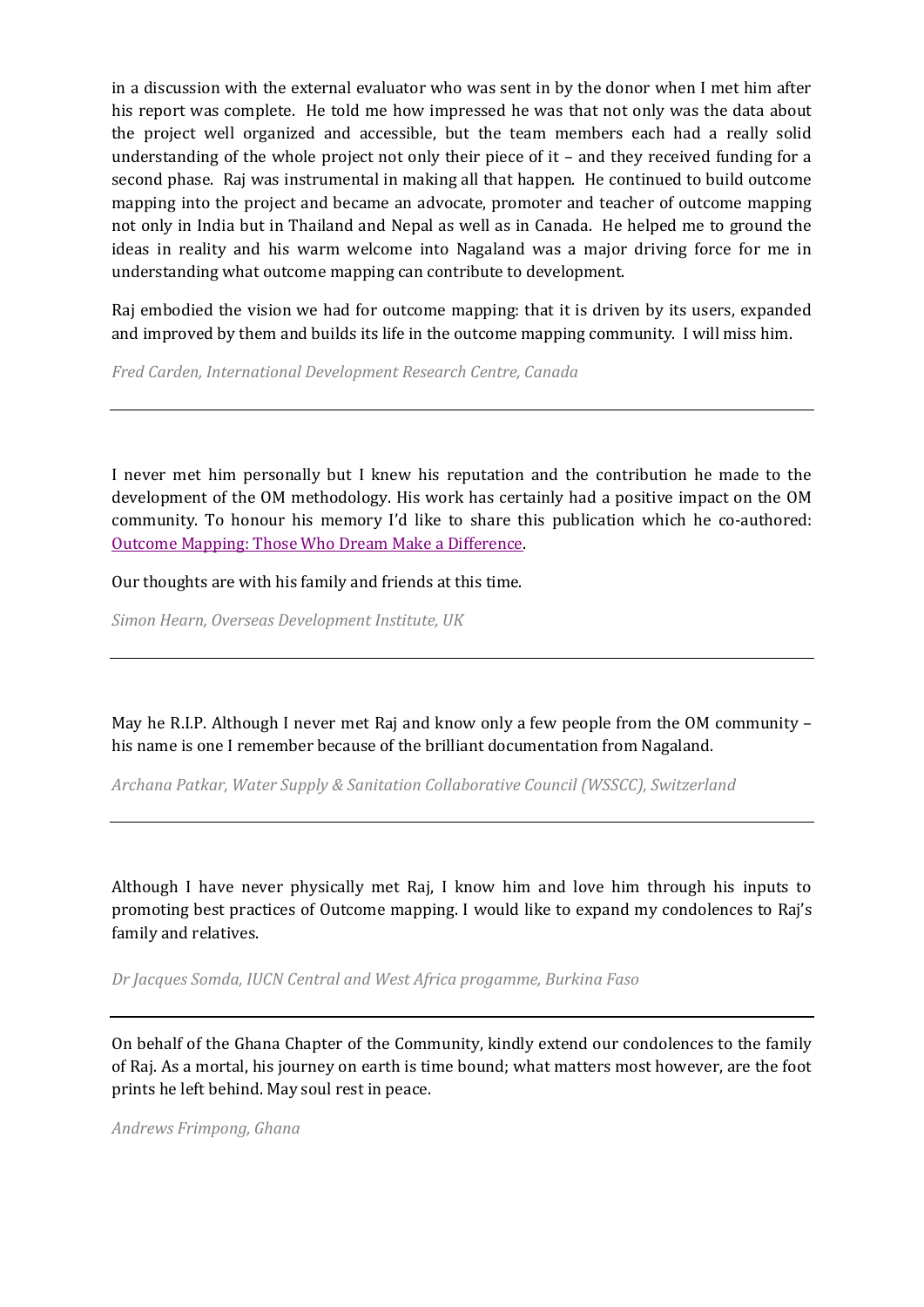in a discussion with the external evaluator who was sent in by the donor when I met him after his report was complete. He told me how impressed he was that not only was the data about the project well organized and accessible, but the team members each had a really solid understanding of the whole project not only their piece of it – and they received funding for a second phase. Raj was instrumental in making all that happen. He continued to build outcome mapping into the project and became an advocate, promoter and teacher of outcome mapping not only in India but in Thailand and Nepal as well as in Canada. He helped me to ground the ideas in reality and his warm welcome into Nagaland was a major driving force for me in understanding what outcome mapping can contribute to development.

Raj embodied the vision we had for outcome mapping: that it is driven by its users, expanded and improved by them and builds its life in the outcome mapping community. I will miss him.

*Fred Carden, International Development Research Centre, Canada*

---

I never met him personally but I knew his reputation and the contribution he made to the development of the OM methodology. His work has certainly had a positive impact on the OM community. To honour his memory I'd like to share this publication which he co-authored: Outcome Mapping: Those Who Dream Make a Difference.

Our thoughts are with his family and friends at this time.

*Simon Hearn, Overseas Development Institute, UK*

---

May he R.I.P. Although I never met Raj and know only a few people from the OM community – his name is one I remember because of the brilliant documentation from Nagaland.

*Archana Patkar, Water Supply & Sanitation Collaborative Council (WSSCC), Switzerland*

---

Although I have never physically met Raj, I know him and love him through his inputs to promoting best practices of Outcome mapping. I would like to expand my condolences to Raj's family and relatives.

*Dr Jacques Somda, IUCN Central and West Africa progamme, Burkina Faso*

---

On behalf of the Ghana Chapter of the Community, kindly extend our condolences to the family of Raj. As a mortal, his journey on earth is time bound; what matters most however, are the foot prints he left behind. May soul rest in peace.

*Andrews Frimpong, Ghana*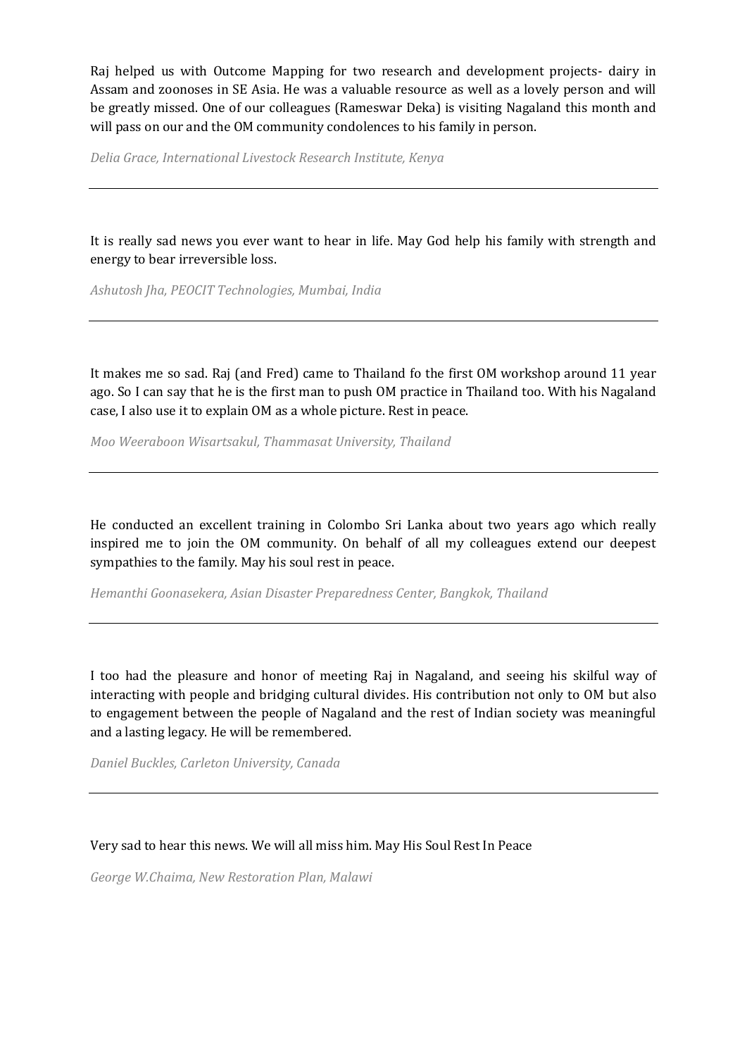Raj helped us with Outcome Mapping for two research and development projects- dairy in Assam and zoonoses in SE Asia. He was a valuable resource as well as a lovely person and will be greatly missed. One of our colleagues (Rameswar Deka) is visiting Nagaland this month and will pass on our and the OM community condolences to his family in person.

*Delia Grace, International Livestock Research Institute, Kenya*

---

It is really sad news you ever want to hear in life. May God help his family with strength and energy to bear irreversible loss.

*Ashutosh Jha, PEOCIT Technologies, Mumbai, India*

---

It makes me so sad. Raj (and Fred) came to Thailand fo the first OM workshop around 11 year ago. So I can say that he is the first man to push OM practice in Thailand too. With his Nagaland case, I also use it to explain OM as a whole picture. Rest in peace.

*Moo Weeraboon Wisartsakul, Thammasat University, Thailand*

---

He conducted an excellent training in Colombo Sri Lanka about two years ago which really inspired me to join the OM community. On behalf of all my colleagues extend our deepest sympathies to the family. May his soul rest in peace.

*Hemanthi Goonasekera, Asian Disaster Preparedness Center, Bangkok, Thailand*

---

I too had the pleasure and honor of meeting Raj in Nagaland, and seeing his skilful way of interacting with people and bridging cultural divides. His contribution not only to OM but also to engagement between the people of Nagaland and the rest of Indian society was meaningful and a lasting legacy. He will be remembered.

*Daniel Buckles, Carleton University, Canada*

---

Very sad to hear this news. We will all miss him. May His Soul Rest In Peace

*George W.Chaima, New Restoration Plan, Malawi*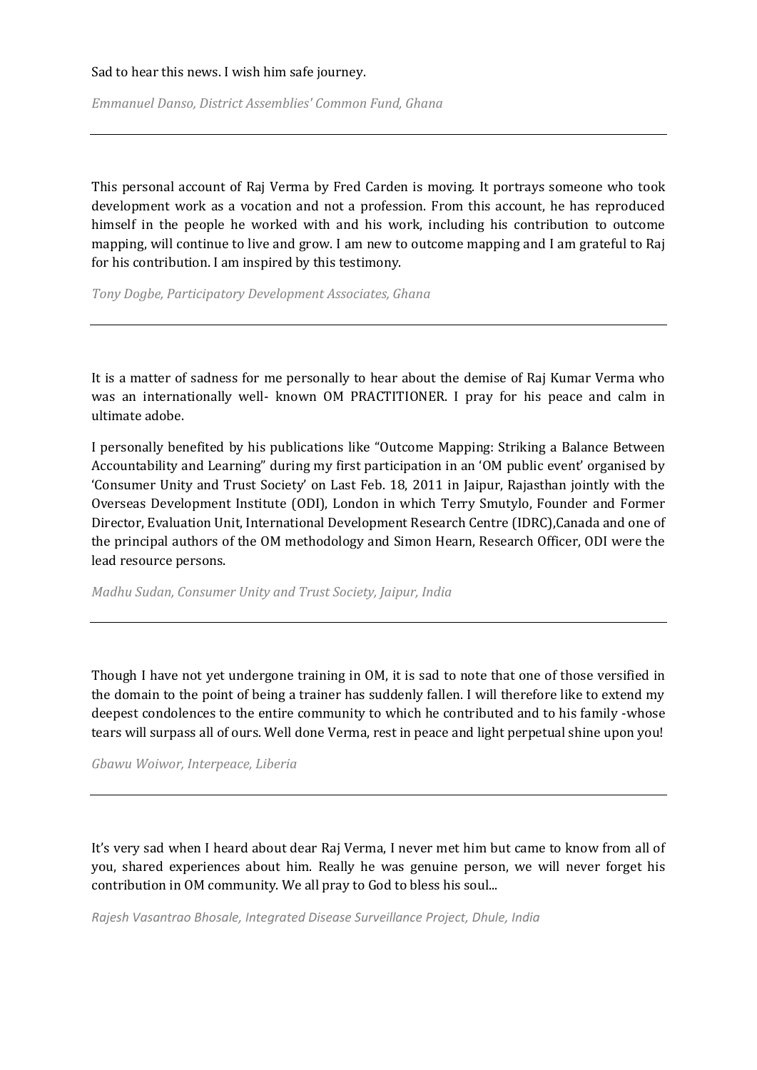Sad to hear this news. I wish him safe journey.

*Emmanuel Danso, District Assemblies' Common Fund, Ghana*

---

This personal account of Raj Verma by Fred Carden is moving. It portrays someone who took development work as a vocation and not a profession. From this account, he has reproduced himself in the people he worked with and his work, including his contribution to outcome mapping, will continue to live and grow. I am new to outcome mapping and I am grateful to Raj for his contribution. I am inspired by this testimony.

*Tony Dogbe, Participatory Development Associates, Ghana*

---

It is a matter of sadness for me personally to hear about the demise of Raj Kumar Verma who was an internationally well- known OM PRACTITIONER. I pray for his peace and calm in ultimate adobe.

I personally benefited by his publications like "Outcome Mapping: Striking a Balance Between Accountability and Learning" during my first participation in an 'OM public event' organised by 'Consumer Unity and Trust Society' on Last Feb. 18, 2011 in Jaipur, Rajasthan jointly with the Overseas Development Institute (ODI), London in which Terry Smutylo, Founder and Former Director, Evaluation Unit, International Development Research Centre (IDRC),Canada and one of the principal authors of the OM methodology and Simon Hearn, Research Officer, ODI were the lead resource persons.

*Madhu Sudan, Consumer Unity and Trust Society, Jaipur, India*

---

Though I have not yet undergone training in OM, it is sad to note that one of those versified in the domain to the point of being a trainer has suddenly fallen. I will therefore like to extend my deepest condolences to the entire community to which he contributed and to his family -whose tears will surpass all of ours. Well done Verma, rest in peace and light perpetual shine upon you!

*Gbawu Woiwor, Interpeace, Liberia*

---

It's very sad when I heard about dear Raj Verma, I never met him but came to know from all of you, shared experiences about him. Really he was genuine person, we will never forget his contribution in OM community. We all pray to God to bless his soul...

*Rajesh Vasantrao Bhosale, Integrated Disease Surveillance Project, Dhule, India*